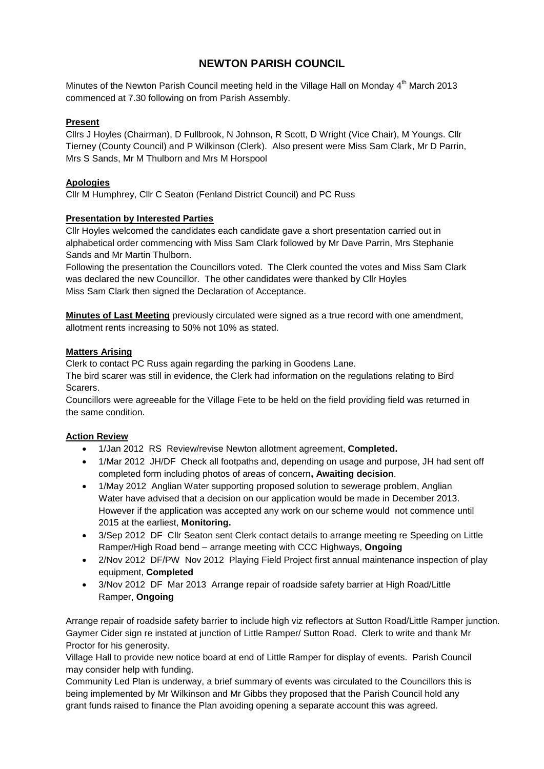# NEWTON PARISH COUNCIL

Minutes of the Newton Parish Council meeting held in the Village Hall on Monday 4th March 2013 commenced at 7.30 following on from Parish Assembly.

**Present**

Cllrs J Hoyles (Chairman), D Fullbrook, N Johnson, R Scott, D Wright (Vice Chair), M Youngs. Cllr Tierney (County Council) and P Wilkinson (Clerk). Also present were Miss Sam Clark, Mr D Parrin, Mrs S Sands, Mr M Thulborn and Mrs M Horspool

**Apologies**

Cllr M Humphrey, Cllr C Seaton (Fenland District Council) and PC Russ

**Presentation by Interested Parties**

Cllr Hoyles welcomed the candidates each candidate gave a short presentation carried out in alphabetical order commencing with Miss Sam Clark followed by Mr Dave Parrin, Mrs Stephanie Sands and Mr Martin Thulborn.

Following the presentation the Councillors voted. The Clerk counted the votes and Miss Sam Clark was declared the new Councillor. The other candidates were thanked by Cllr Hoyles

Miss Sam Clark then signed the Declaration of Acceptance.

**Minutes of Last Meeting** previously circulated were signed as a true record with one amendment, allotment rents increasing to 50% not 10% as stated.

**Matters Arising**

Clerk to contact PC Russ again regarding the parking in Goodens Lane.

The bird scarer was still in evidence, the Clerk had information on the regulations relating to Bird Scarers.

Councillors were agreeable for the Village Fete to be held on the field providing field was returned in the same condition.

**Action Review**

- 1/Jan 2012 RS Review/revise Newton allotment agreement, **Completed.**
- 1/Mar 2012 JH/DF Check all footpaths and, depending on usage and purpose, JH had sent off completed form including photos of areas of concern**, Awaiting decision**.
- 1/May 2012 Anglian Water supporting proposed solution to sewerage problem, Anglian Water have advised that a decision on our application would be made in December 2013. However if the application was accepted any work on our scheme would not commence until 2015 at the earliest, **Monitoring.**
- 3/Sep 2012 DF Cllr Seaton sent Clerk contact details to arrange meeting re Speeding on Little Ramper/High Road bend – arrange meeting with CCC Highways, **Ongoing**
- 2/Nov 2012 DF/PW Nov 2012 Playing Field Project first annual maintenance inspection of play equipment, **Completed**
- 3/Nov 2012 DF Mar 2013 Arrange repair of roadside safety barrier at High Road/Little Ramper, **Ongoing**

Arrange repair of roadside safety barrier to include high viz reflectors at Sutton Road/Little Ramper junction. Gaymer Cider sign re instated at junction of Little Ramper/ Sutton Road. Clerk to write and thank Mr Proctor for his generosity.

Village Hall to provide new notice board at end of Little Ramper for display of events. Parish Council may consider help with funding.

Community Led Plan is underway, a brief summary of events was circulated to the Councillors this is being implemented by Mr Wilkinson and Mr Gibbs they proposed that the Parish Council hold any grant funds raised to finance the Plan avoiding opening a separate account this was agreed.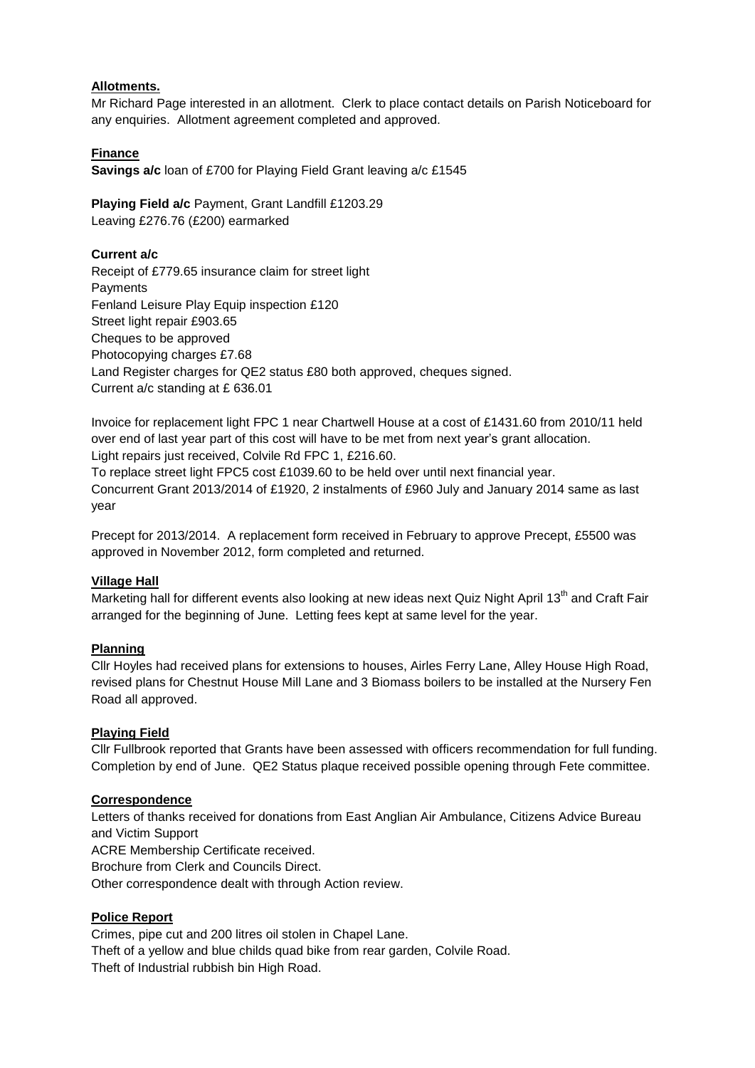**Allotments.**

Mr Richard Page interested in an allotment. Clerk to place contact details on Parish Noticeboard for any enquiries. Allotment agreement completed and approved.

**Finance**

**Savings a/c** loan of £700 for Playing Field Grant leaving a/c £1545

**Playing Field a/c** Payment, Grant Landfill £1203.29
Leaving £276.76 (£200) earmarked

**Current a/c**

Receipt of £779.65 insurance claim for street light
Payments
Fenland Leisure Play Equip inspection £120
Street light repair £903.65
Cheques to be approved
Photocopying charges £7.68
Land Register charges for QE2 status £80 both approved, cheques signed.
Current a/c standing at £ 636.01

Invoice for replacement light FPC 1 near Chartwell House at a cost of £1431.60 from 2010/11 held over end of last year part of this cost will have to be met from next year's grant allocation.
Light repairs just received, Colvile Rd FPC 1, £216.60.
To replace street light FPC5 cost £1039.60 to be held over until next financial year.
Concurrent Grant 2013/2014 of £1920, 2 instalments of £960 July and January 2014 same as last year

Precept for 2013/2014. A replacement form received in February to approve Precept, £5500 was approved in November 2012, form completed and returned.

**Village Hall**

Marketing hall for different events also looking at new ideas next Quiz Night April 13th and Craft Fair arranged for the beginning of June. Letting fees kept at same level for the year.

**Planning**

Cllr Hoyles had received plans for extensions to houses, Airles Ferry Lane, Alley House High Road, revised plans for Chestnut House Mill Lane and 3 Biomass boilers to be installed at the Nursery Fen Road all approved.

**Playing Field**

Cllr Fullbrook reported that Grants have been assessed with officers recommendation for full funding. Completion by end of June. QE2 Status plaque received possible opening through Fete committee.

**Correspondence**

Letters of thanks received for donations from East Anglian Air Ambulance, Citizens Advice Bureau and Victim Support
ACRE Membership Certificate received.
Brochure from Clerk and Councils Direct.
Other correspondence dealt with through Action review.

**Police Report**

Crimes, pipe cut and 200 litres oil stolen in Chapel Lane.
Theft of a yellow and blue childs quad bike from rear garden, Colvile Road.
Theft of Industrial rubbish bin High Road.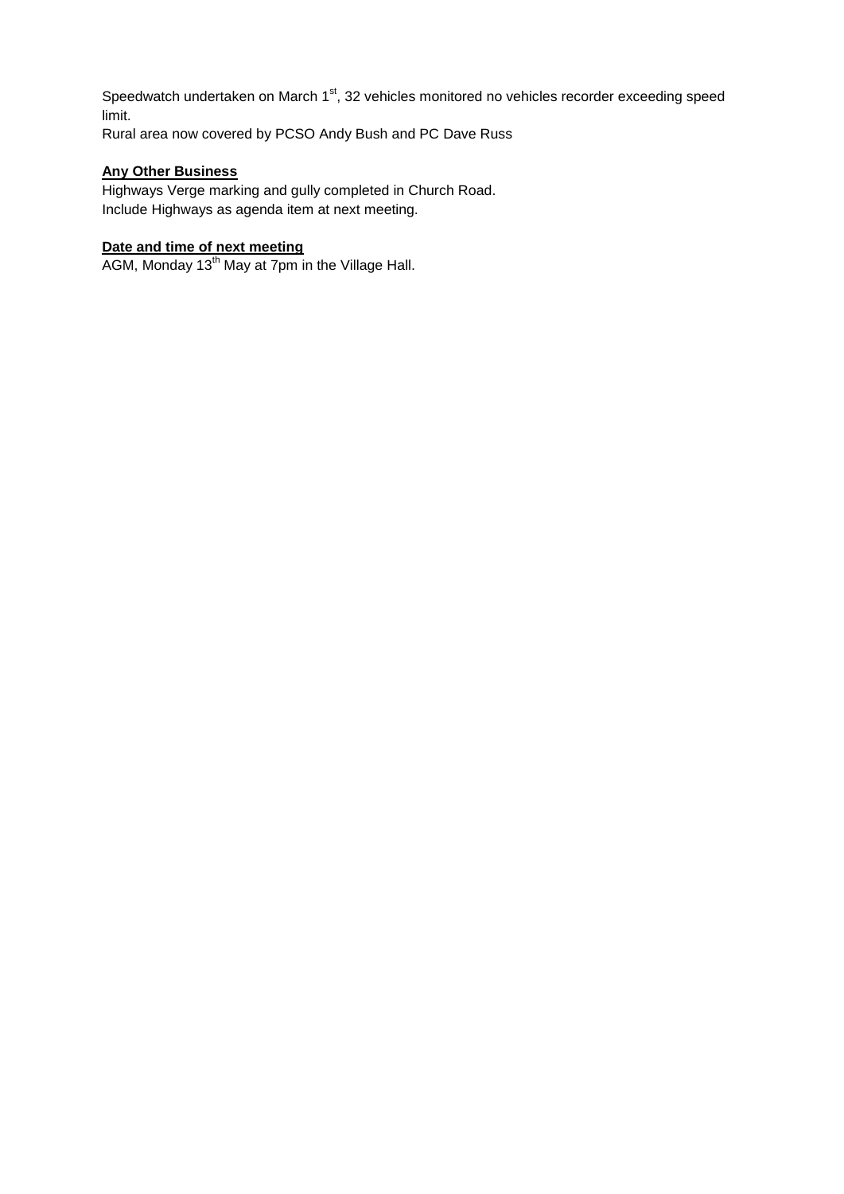Speedwatch undertaken on March 1st, 32 vehicles monitored no vehicles recorder exceeding speed limit.
Rural area now covered by PCSO Andy Bush and PC Dave Russ

**Any Other Business**

Highways Verge marking and gully completed in Church Road.
Include Highways as agenda item at next meeting.

**Date and time of next meeting**

AGM, Monday 13th May at 7pm in the Village Hall.